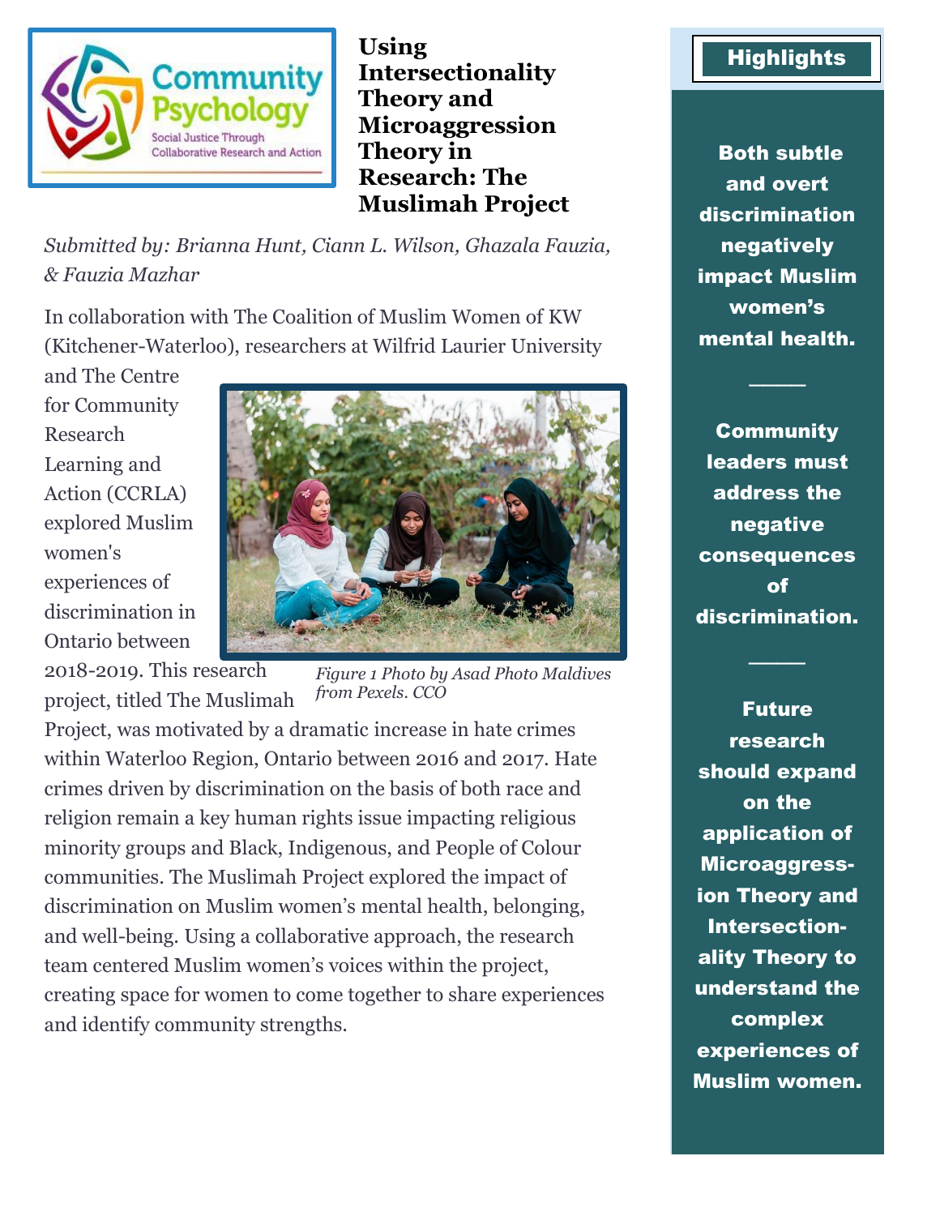# Using Intersectionality Theory and Microaggression Theory in Research: The Muslimah Project

*Submitted by: Brianna Hunt, Ciann L. Wilson, Ghazala Fauzia, & Fauzia Mazhar*

In collaboration with The Coalition of Muslim Women of KW (Kitchener-Waterloo), researchers at Wilfrid Laurier University and The Centre for Community Research Learning and Action (CCRLA) explored Muslim women's experiences of discrimination in Ontario between 2018-2019. This research project, titled The Muslimah Project, was motivated by a dramatic increase in hate crimes within Waterloo Region, Ontario between 2016 and 2017. Hate crimes driven by discrimination on the basis of both race and religion remain a key human rights issue impacting religious minority groups and Black, Indigenous, and People of Colour communities. The Muslimah Project explored the impact of discrimination on Muslim women's mental health, belonging, and well-being. Using a collaborative approach, the research team centered Muslim women's voices within the project, creating space for women to come together to share experiences and identify community strengths.

*Figure 1 Photo by Asad Photo Maldives from Pexels. CCO*

## Highlights

**Both subtle and overt discrimination negatively impact Muslim women's mental health.**

**Community leaders must address the negative consequences of discrimination.**

**Future research should expand on the application of Microaggression Theory and Intersectionality Theory to understand the complex experiences of Muslim women.**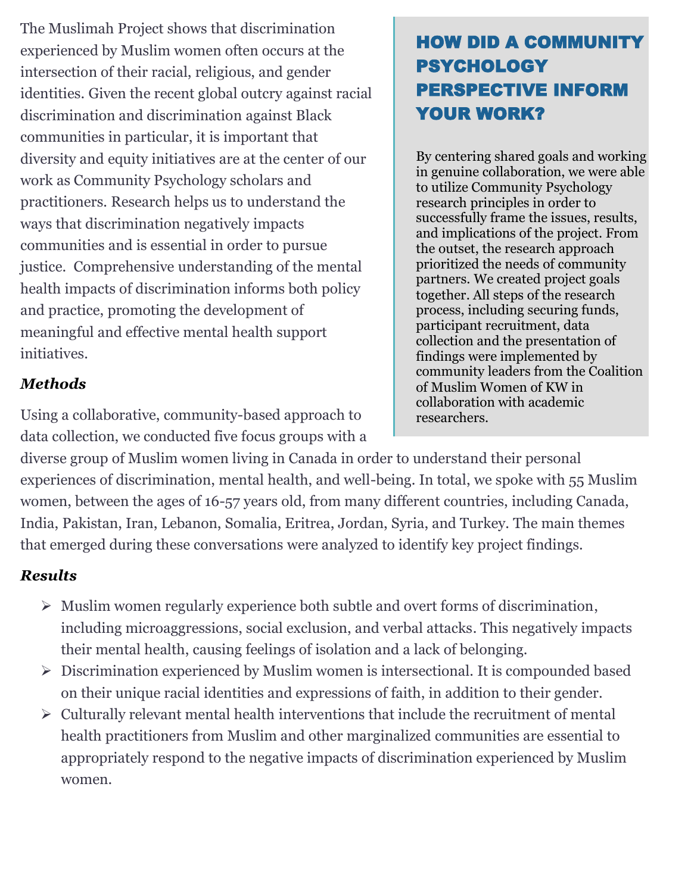The Muslimah Project shows that discrimination experienced by Muslim women often occurs at the intersection of their racial, religious, and gender identities. Given the recent global outcry against racial discrimination and discrimination against Black communities in particular, it is important that diversity and equity initiatives are at the center of our work as Community Psychology scholars and practitioners. Research helps us to understand the ways that discrimination negatively impacts communities and is essential in order to pursue justice. Comprehensive understanding of the mental health impacts of discrimination informs both policy and practice, promoting the development of meaningful and effective mental health support initiatives.

### *Methods*

Using a collaborative, community-based approach to data collection, we conducted five focus groups with a diverse group of Muslim women living in Canada in order to understand their personal experiences of discrimination, mental health, and well-being. In total, we spoke with 55 Muslim women, between the ages of 16-57 years old, from many different countries, including Canada, India, Pakistan, Iran, Lebanon, Somalia, Eritrea, Jordan, Syria, and Turkey. The main themes that emerged during these conversations were analyzed to identify key project findings.

### *Results*

- Muslim women regularly experience both subtle and overt forms of discrimination, including microaggressions, social exclusion, and verbal attacks. This negatively impacts their mental health, causing feelings of isolation and a lack of belonging.
- Discrimination experienced by Muslim women is intersectional. It is compounded based on their unique racial identities and expressions of faith, in addition to their gender.
- Culturally relevant mental health interventions that include the recruitment of mental health practitioners from Muslim and other marginalized communities are essential to appropriately respond to the negative impacts of discrimination experienced by Muslim women.

## HOW DID A COMMUNITY PSYCHOLOGY PERSPECTIVE INFORM YOUR WORK?

By centering shared goals and working in genuine collaboration, we were able to utilize Community Psychology research principles in order to successfully frame the issues, results, and implications of the project. From the outset, the research approach prioritized the needs of community partners. We created project goals together. All steps of the research process, including securing funds, participant recruitment, data collection and the presentation of findings were implemented by community leaders from the Coalition of Muslim Women of KW in collaboration with academic researchers.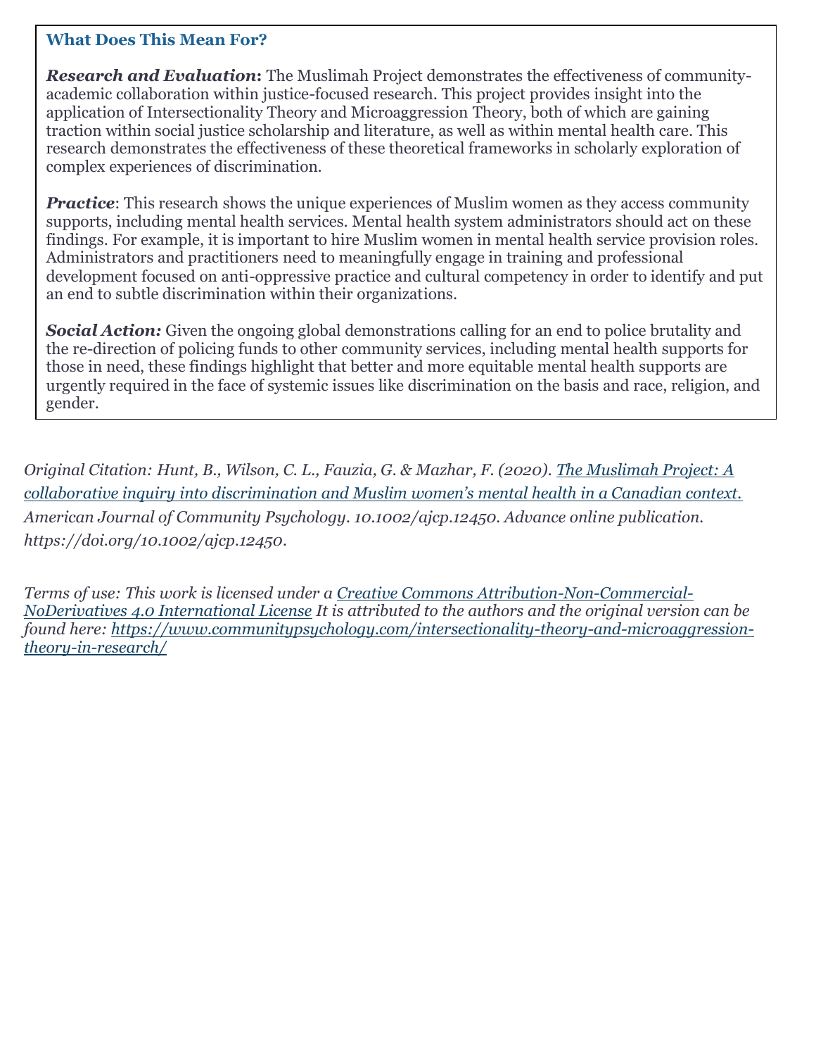### What Does This Mean For?

***Research and Evaluation*:** The Muslimah Project demonstrates the effectiveness of community-academic collaboration within justice-focused research. This project provides insight into the application of Intersectionality Theory and Microaggression Theory, both of which are gaining traction within social justice scholarship and literature, as well as within mental health care. This research demonstrates the effectiveness of these theoretical frameworks in scholarly exploration of complex experiences of discrimination.

***Practice***: This research shows the unique experiences of Muslim women as they access community supports, including mental health services. Mental health system administrators should act on these findings. For example, it is important to hire Muslim women in mental health service provision roles. Administrators and practitioners need to meaningfully engage in training and professional development focused on anti-oppressive practice and cultural competency in order to identify and put an end to subtle discrimination within their organizations.

***Social Action:*** Given the ongoing global demonstrations calling for an end to police brutality and the re-direction of policing funds to other community services, including mental health supports for those in need, these findings highlight that better and more equitable mental health supports are urgently required in the face of systemic issues like discrimination on the basis and race, religion, and gender.

*Original Citation: Hunt, B., Wilson, C. L., Fauzia, G. & Mazhar, F. (2020). [The Muslimah Project: A collaborative inquiry into discrimination and Muslim women's mental health in a Canadian context.](https://doi.org/10.1002/ajcp.12450) American Journal of Community Psychology. 10.1002/ajcp.12450. Advance online publication. https://doi.org/10.1002/ajcp.12450.*

*Terms of use: This work is licensed under a [Creative Commons Attribution-Non-Commercial-NoDerivatives 4.0 International License](https://creativecommons.org/licenses/by-nc-nd/4.0/) It is attributed to the authors and the original version can be found here: [https://www.communitypsychology.com/intersectionality-theory-and-microaggression-theory-in-research/](https://www.communitypsychology.com/intersectionality-theory-and-microaggression-theory-in-research/)*